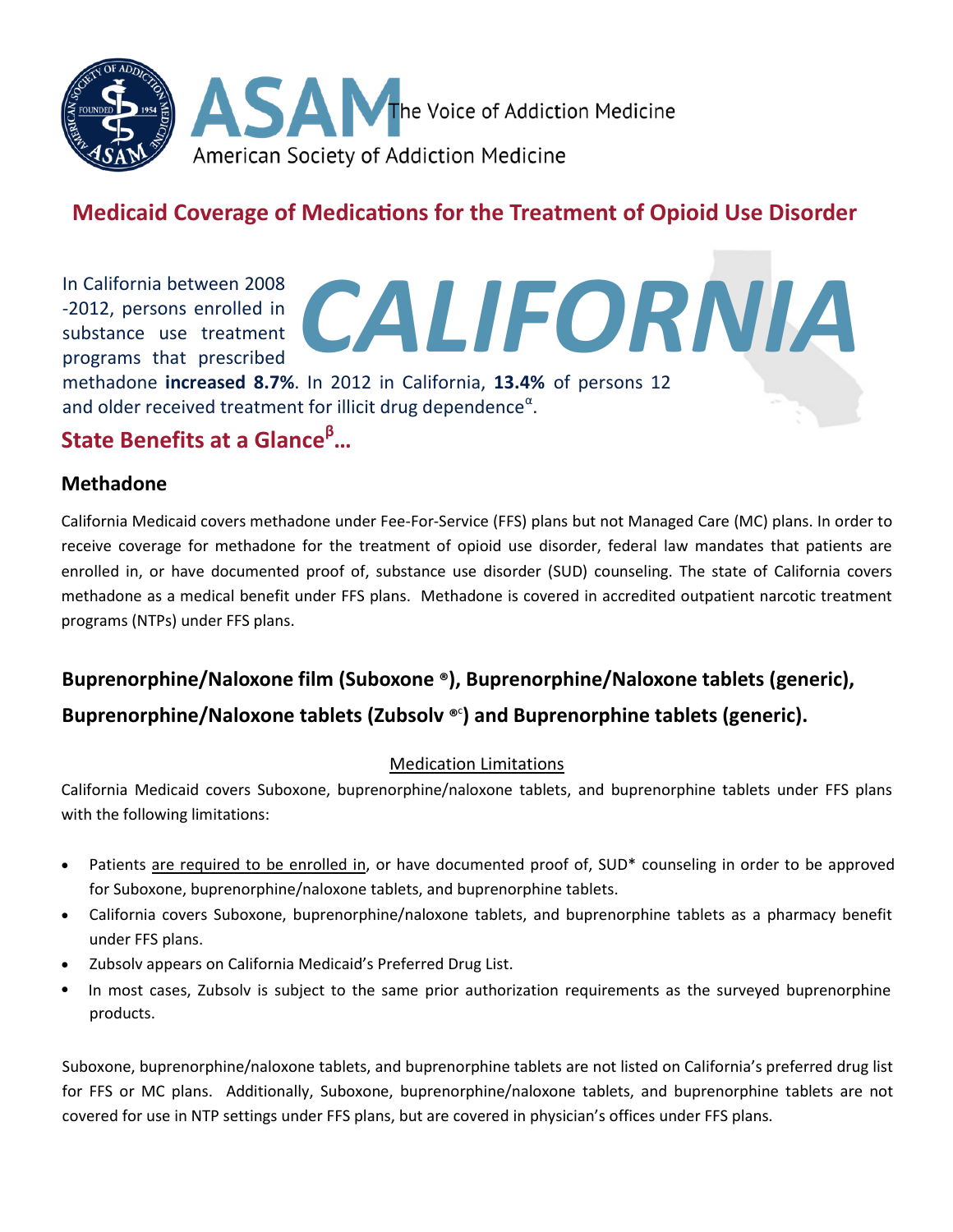# ASAM The Voice of Addiction Medicine

American Society of Addiction Medicine

## Medicaid Coverage of Medications for the Treatment of Opioid Use Disorder

# CALIFORNIA

In California between 2008 -2012, persons enrolled in substance use treatment programs that prescribed methadone **increased 8.7%**. In 2012 in California, **13.4%** of persons 12 and older received treatment for illicit drug dependence[α].

## State Benefits at a Glance[β]…

### Methadone

California Medicaid covers methadone under Fee-For-Service (FFS) plans but not Managed Care (MC) plans. In order to receive coverage for methadone for the treatment of opioid use disorder, federal law mandates that patients are enrolled in, or have documented proof of, substance use disorder (SUD) counseling. The state of California covers methadone as a medical benefit under FFS plans. Methadone is covered in accredited outpatient narcotic treatment programs (NTPs) under FFS plans.

### Buprenorphine/Naloxone film (Suboxone ®), Buprenorphine/Naloxone tablets (generic), Buprenorphine/Naloxone tablets (Zubsolv ®[c]) and Buprenorphine tablets (generic).

Medication Limitations

California Medicaid covers Suboxone, buprenorphine/naloxone tablets, and buprenorphine tablets under FFS plans with the following limitations:

- Patients are required to be enrolled in, or have documented proof of, SUD* counseling in order to be approved for Suboxone, buprenorphine/naloxone tablets, and buprenorphine tablets.
- California covers Suboxone, buprenorphine/naloxone tablets, and buprenorphine tablets as a pharmacy benefit under FFS plans.
- Zubsolv appears on California Medicaid's Preferred Drug List.
- In most cases, Zubsolv is subject to the same prior authorization requirements as the surveyed buprenorphine products.

Suboxone, buprenorphine/naloxone tablets, and buprenorphine tablets are not listed on California's preferred drug list for FFS or MC plans. Additionally, Suboxone, buprenorphine/naloxone tablets, and buprenorphine tablets are not covered for use in NTP settings under FFS plans, but are covered in physician's offices under FFS plans.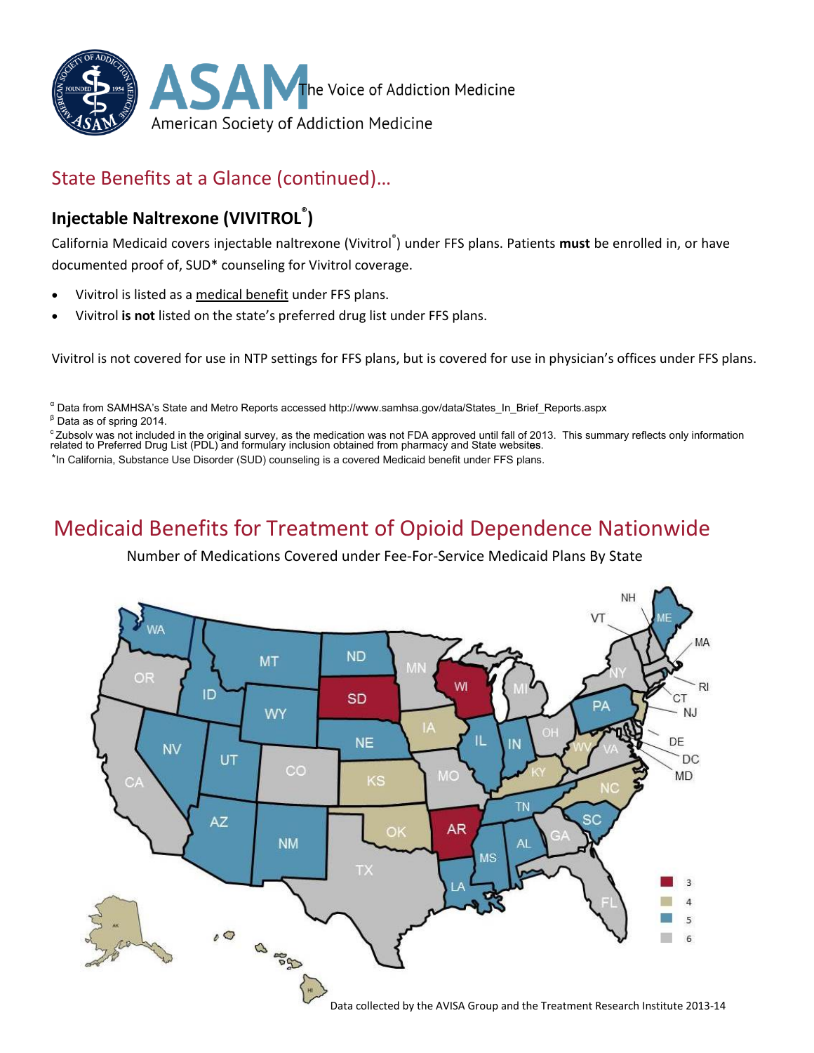## State Benefits at a Glance (continued)…

### Injectable Naltrexone (VIVITROL®)

California Medicaid covers injectable naltrexone (Vivitrol®) under FFS plans. Patients **must** be enrolled in, or have documented proof of, SUD* counseling for Vivitrol coverage.

- Vivitrol is listed as a medical benefit under FFS plans.
- Vivitrol **is not** listed on the state's preferred drug list under FFS plans.

Vivitrol is not covered for use in NTP settings for FFS plans, but is covered for use in physician's offices under FFS plans.

[α] Data from SAMHSA's State and Metro Reports accessed http://www.samhsa.gov/data/States_In_Brief_Reports.aspx

[β] Data as of spring 2014.

[c] Zubsolv was not included in the original survey, as the medication was not FDA approved until fall of 2013. This summary reflects only information related to Preferred Drug List (PDL) and formulary inclusion obtained from pharmacy and State websites.

*In California, Substance Use Disorder (SUD) counseling is a covered Medicaid benefit under FFS plans.

## Medicaid Benefits for Treatment of Opioid Dependence Nationwide

Number of Medications Covered under Fee-For-Service Medicaid Plans By State

WA
OR
CA
ID
NV
MT
WY
UT
AZ
CO
NM
ND
SD
NE
KS
OK
TX
MN
IA
MO
AR
LA
WI
IL
MI
IN
OH
KY
TN
MS
AL
GA
FL
SC
NC
VA
WV
PA
NY
VT
NH
ME
MA
RI
CT
NJ
DE
DC
MD
AK
HI

3
4
5
6

Data collected by the AVISA Group and the Treatment Research Institute 2013-14